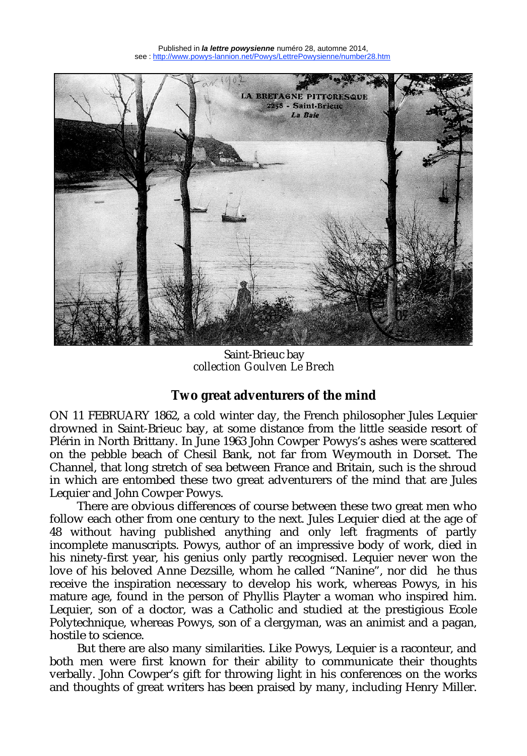Published in ***la lettre powysienne*** numéro 28, automne 2014,
see : http://www.powys-lannion.net/Powys/LettrePowysienne/number28.htm

Saint-Brieuc bay
*collection Goulven Le Brech*

## Two great adventurers of the mind

ON 11 FEBRUARY 1862, a cold winter day, the French philosopher Jules Lequier drowned in Saint-Brieuc bay, at some distance from the little seaside resort of Plérin in North Brittany. In June 1963 John Cowper Powys's ashes were scattered on the pebble beach of Chesil Bank, not far from Weymouth in Dorset. The Channel, that long stretch of sea between France and Britain, such is the shroud in which are entombed these two great adventurers of the mind that are Jules Lequier and John Cowper Powys.

There are obvious differences of course between these two great men who follow each other from one century to the next. Jules Lequier died at the age of 48 without having published anything and only left fragments of partly incomplete manuscripts. Powys, author of an impressive body of work, died in his ninety-first year, his genius only partly recognised. Lequier never won the love of his beloved Anne Dezsille, whom he called "Nanine", nor did he thus receive the inspiration necessary to develop his work, whereas Powys, in his mature age, found in the person of Phyllis Playter a woman who inspired him. Lequier, son of a doctor, was a Catholic and studied at the prestigious Ecole Polytechnique, whereas Powys, son of a clergyman, was an animist and a pagan, hostile to science.

But there are also many similarities. Like Powys, Lequier is a raconteur, and both men were first known for their ability to communicate their thoughts verbally. John Cowper's gift for throwing light in his conferences on the works and thoughts of great writers has been praised by many, including Henry Miller.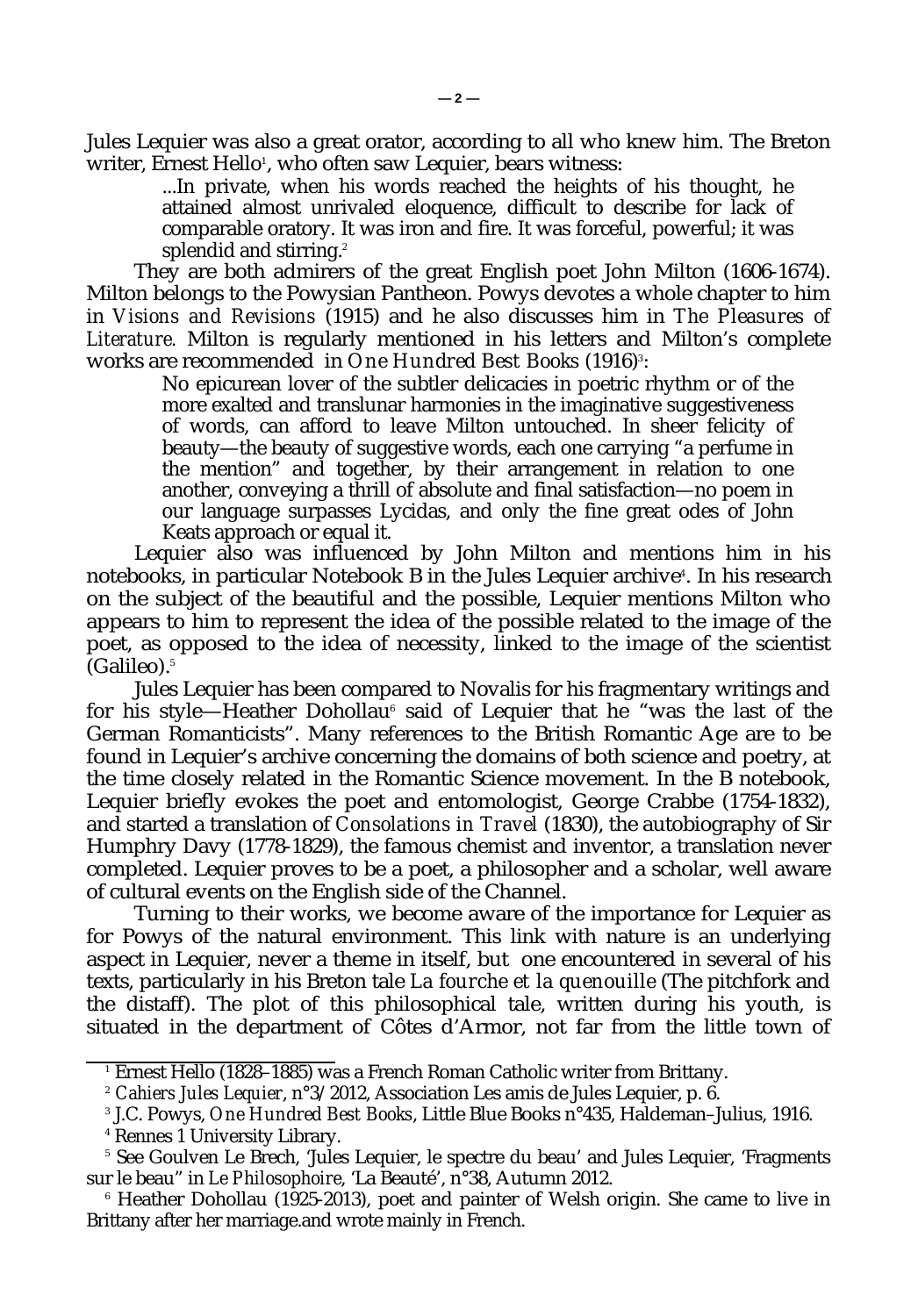Jules Lequier was also a great orator, according to all who knew him. The Breton writer, Ernest Hello[1], who often saw Lequier, bears witness:

> ...In private, when his words reached the heights of his thought, he attained almost unrivaled eloquence, difficult to describe for lack of comparable oratory. It was iron and fire. It was forceful, powerful; it was splendid and stirring.[2]

They are both admirers of the great English poet John Milton (1606-1674). Milton belongs to the Powysian Pantheon. Powys devotes a whole chapter to him in *Visions and Revisions* (1915) and he also discusses him in *The Pleasures of Literature*. Milton is regularly mentioned in his letters and Milton's complete works are recommended in *One Hundred Best Books* (1916)[3]:

> No epicurean lover of the subtler delicacies in poetric rhythm or of the more exalted and translunar harmonies in the imaginative suggestiveness of words, can afford to leave Milton untouched. In sheer felicity of beauty—the beauty of suggestive words, each one carrying "a perfume in the mention" and together, by their arrangement in relation to one another, conveying a thrill of absolute and final satisfaction—no poem in our language surpasses Lycidas, and only the fine great odes of John Keats approach or equal it.

Lequier also was influenced by John Milton and mentions him in his notebooks, in particular Notebook B in the Jules Lequier archive[4]. In his research on the subject of the beautiful and the possible, Lequier mentions Milton who appears to him to represent the idea of the possible related to the image of the poet, as opposed to the idea of necessity, linked to the image of the scientist (Galileo).[5]

Jules Lequier has been compared to Novalis for his fragmentary writings and for his style—Heather Dohollau[6] said of Lequier that he "was the last of the German Romanticists". Many references to the British Romantic Age are to be found in Lequier's archive concerning the domains of both science and poetry, at the time closely related in the Romantic Science movement. In the B notebook, Lequier briefly evokes the poet and entomologist, George Crabbe (1754-1832), and started a translation of *Consolations in Travel* (1830), the autobiography of Sir Humphry Davy (1778-1829), the famous chemist and inventor, a translation never completed. Lequier proves to be a poet, a philosopher and a scholar, well aware of cultural events on the English side of the Channel.

Turning to their works, we become aware of the importance for Lequier as for Powys of the natural environment. This link with nature is an underlying aspect in Lequier, never a theme in itself, but one encountered in several of his texts, particularly in his Breton tale *La fourche et la quenouille* (The pitchfork and the distaff). The plot of this philosophical tale, written during his youth, is situated in the department of Côtes d'Armor, not far from the little town of

---

[1] Ernest Hello (1828–1885) was a French Roman Catholic writer from Brittany.

[2] *Cahiers Jules Lequier*, n°3/2012, Association Les amis de Jules Lequier, p. 6.

[3] J.C. Powys, *One Hundred Best Books*, Little Blue Books n°435, Haldeman–Julius, 1916.

[4] Rennes 1 University Library.

[5] See Goulven Le Brech, 'Jules Lequier, le spectre du beau' and Jules Lequier, 'Fragments sur le beau" in *Le Philosophoire*, 'La Beauté', n°38, Autumn 2012.

[6] Heather Dohollau (1925-2013), poet and painter of Welsh origin. She came to live in Brittany after her marriage.and wrote mainly in French.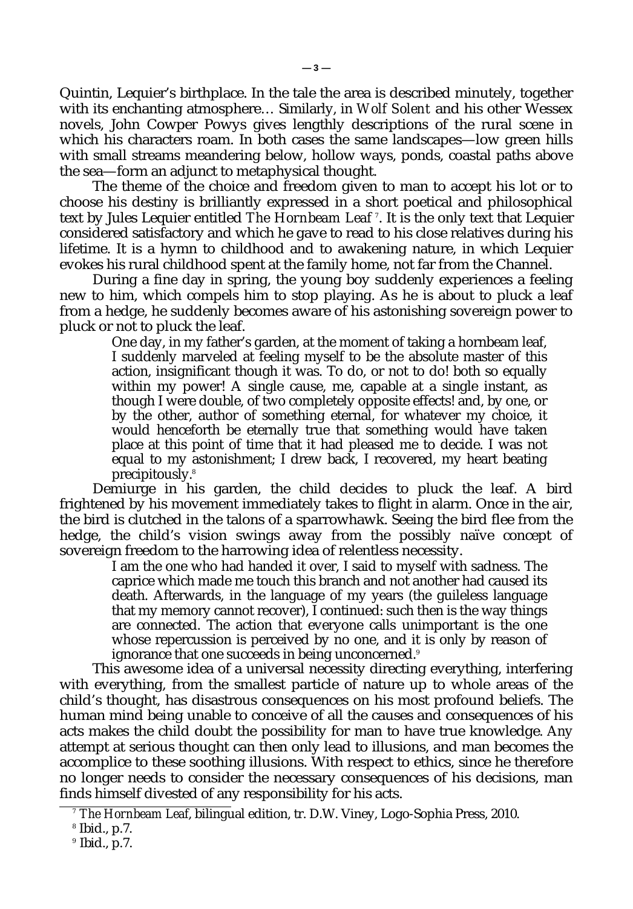Quintin, Lequier's birthplace. In the tale the area is described minutely, together with its enchanting atmosphere… Similarly, in *Wolf Solent* and his other Wessex novels, John Cowper Powys gives lengthly descriptions of the rural scene in which his characters roam. In both cases the same landscapes—low green hills with small streams meandering below, hollow ways, ponds, coastal paths above the sea—form an adjunct to metaphysical thought.

The theme of the choice and freedom given to man to accept his lot or to choose his destiny is brilliantly expressed in a short poetical and philosophical text by Jules Lequier entitled *The Hornbeam Leaf* [7]. It is the only text that Lequier considered satisfactory and which he gave to read to his close relatives during his lifetime. It is a hymn to childhood and to awakening nature, in which Lequier evokes his rural childhood spent at the family home, not far from the Channel.

During a fine day in spring, the young boy suddenly experiences a feeling new to him, which compels him to stop playing. As he is about to pluck a leaf from a hedge, he suddenly becomes aware of his astonishing sovereign power to pluck or not to pluck the leaf.

> One day, in my father's garden, at the moment of taking a hornbeam leaf, I suddenly marveled at feeling myself to be the absolute master of this action, insignificant though it was. To do, or not to do! both so equally within my power! A single cause, me, capable at a single instant, as though I were double, of two completely opposite effects! and, by one, or by the other, author of something eternal, for whatever my choice, it would henceforth be eternally true that something would have taken place at this point of time that it had pleased me to decide. I was not equal to my astonishment; I drew back, I recovered, my heart beating precipitously.[8]

Demiurge in his garden, the child decides to pluck the leaf. A bird frightened by his movement immediately takes to flight in alarm. Once in the air, the bird is clutched in the talons of a sparrowhawk. Seeing the bird flee from the hedge, the child's vision swings away from the possibly naïve concept of sovereign freedom to the harrowing idea of relentless necessity.

> I am the one who had handed it over, I said to myself with sadness. The caprice which made me touch this branch and not another had caused its death. Afterwards, in the language of my years (the guileless language that my memory cannot recover), I continued: such then is the way things are connected. The action that everyone calls unimportant is the one whose repercussion is perceived by no one, and it is only by reason of ignorance that one succeeds in being unconcerned.[9]

This awesome idea of a universal necessity directing everything, interfering with everything, from the smallest particle of nature up to whole areas of the child's thought, has disastrous consequences on his most profound beliefs. The human mind being unable to conceive of all the causes and consequences of his acts makes the child doubt the possibility for man to have true knowledge. Any attempt at serious thought can then only lead to illusions, and man becomes the accomplice to these soothing illusions. With respect to ethics, since he therefore no longer needs to consider the necessary consequences of his decisions, man finds himself divested of any responsibility for his acts.

---

[7] *The Hornbeam Leaf*, bilingual edition, tr. D.W. Viney, Logo-Sophia Press, 2010.

[8] Ibid., p.7.

[9] Ibid., p.7.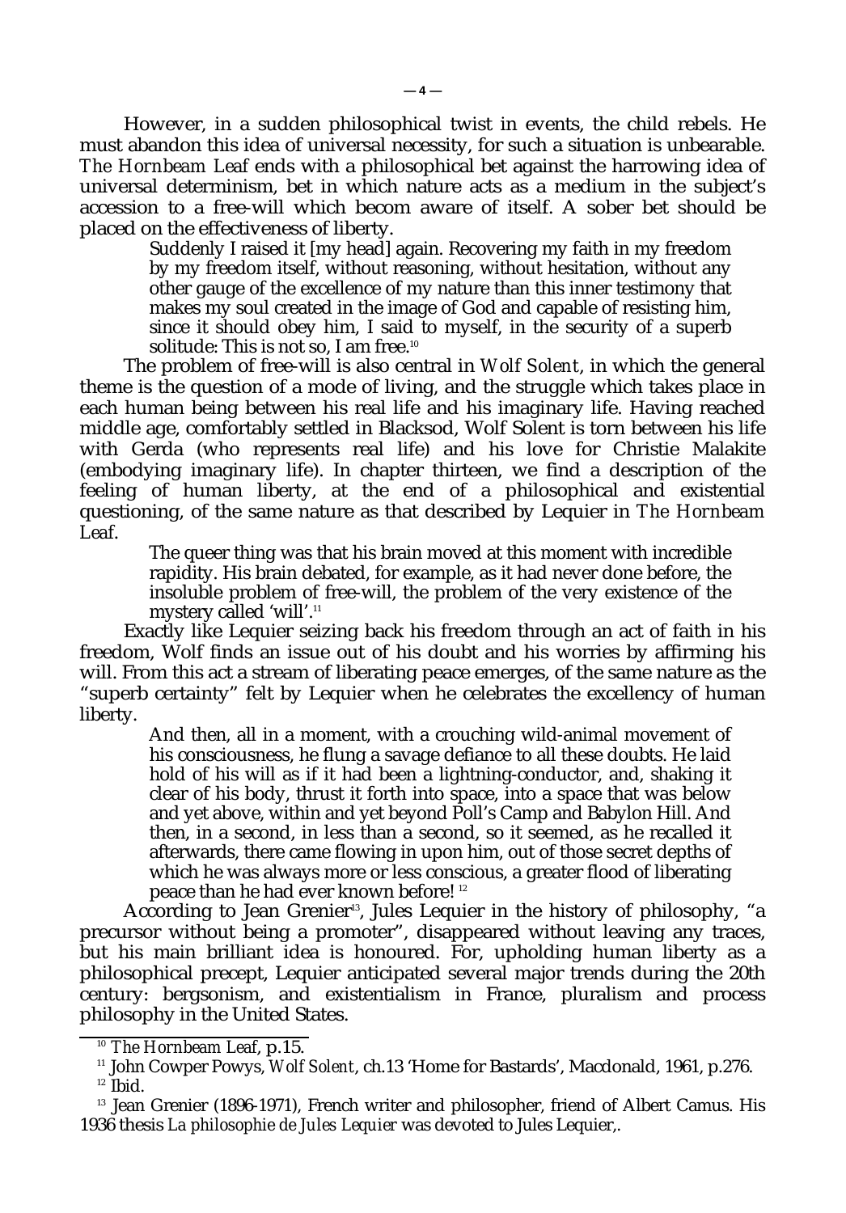However, in a sudden philosophical twist in events, the child rebels. He must abandon this idea of universal necessity, for such a situation is unbearable. *The Hornbeam Leaf* ends with a philosophical bet against the harrowing idea of universal determinism, bet in which nature acts as a medium in the subject's accession to a free-will which becom aware of itself. A sober bet should be placed on the effectiveness of liberty.

> Suddenly I raised it [my head] again. Recovering my faith in my freedom by my freedom itself, without reasoning, without hesitation, without any other gauge of the excellence of my nature than this inner testimony that makes my soul created in the image of God and capable of resisting him, since it should obey him, I said to myself, in the security of a superb solitude: This is not so, I am free.[10]

The problem of free-will is also central in *Wolf Solent*, in which the general theme is the question of a mode of living, and the struggle which takes place in each human being between his real life and his imaginary life. Having reached middle age, comfortably settled in Blacksod, Wolf Solent is torn between his life with Gerda (who represents real life) and his love for Christie Malakite (embodying imaginary life). In chapter thirteen, we find a description of the feeling of human liberty, at the end of a philosophical and existential questioning, of the same nature as that described by Lequier in *The Hornbeam Leaf*.

> The queer thing was that his brain moved at this moment with incredible rapidity. His brain debated, for example, as it had never done before, the insoluble problem of free-will, the problem of the very existence of the mystery called 'will'.[11]

Exactly like Lequier seizing back his freedom through an act of faith in his freedom, Wolf finds an issue out of his doubt and his worries by affirming his will. From this act a stream of liberating peace emerges, of the same nature as the "superb certainty" felt by Lequier when he celebrates the excellency of human liberty.

> And then, all in a moment, with a crouching wild-animal movement of his consciousness, he flung a savage defiance to all these doubts. He laid hold of his will as if it had been a lightning-conductor, and, shaking it clear of his body, thrust it forth into space, into a space that was below and yet above, within and yet beyond Poll's Camp and Babylon Hill. And then, in a second, in less than a second, so it seemed, as he recalled it afterwards, there came flowing in upon him, out of those secret depths of which he was always more or less conscious, a greater flood of liberating peace than he had ever known before! [12]

According to Jean Grenier[13], Jules Lequier in the history of philosophy, "a precursor without being a promoter", disappeared without leaving any traces, but his main brilliant idea is honoured. For, upholding human liberty as a philosophical precept, Lequier anticipated several major trends during the 20th century: bergsonism, and existentialism in France, pluralism and process philosophy in the United States.

---

[10] *The Hornbeam Leaf*, p.15.

[11] John Cowper Powys, *Wolf Solent*, ch.13 'Home for Bastards', Macdonald, 1961, p.276.

[12] Ibid.

[13] Jean Grenier (1896-1971), French writer and philosopher, friend of Albert Camus. His 1936 thesis *La philosophie de Jules Lequier* was devoted to Jules Lequier,.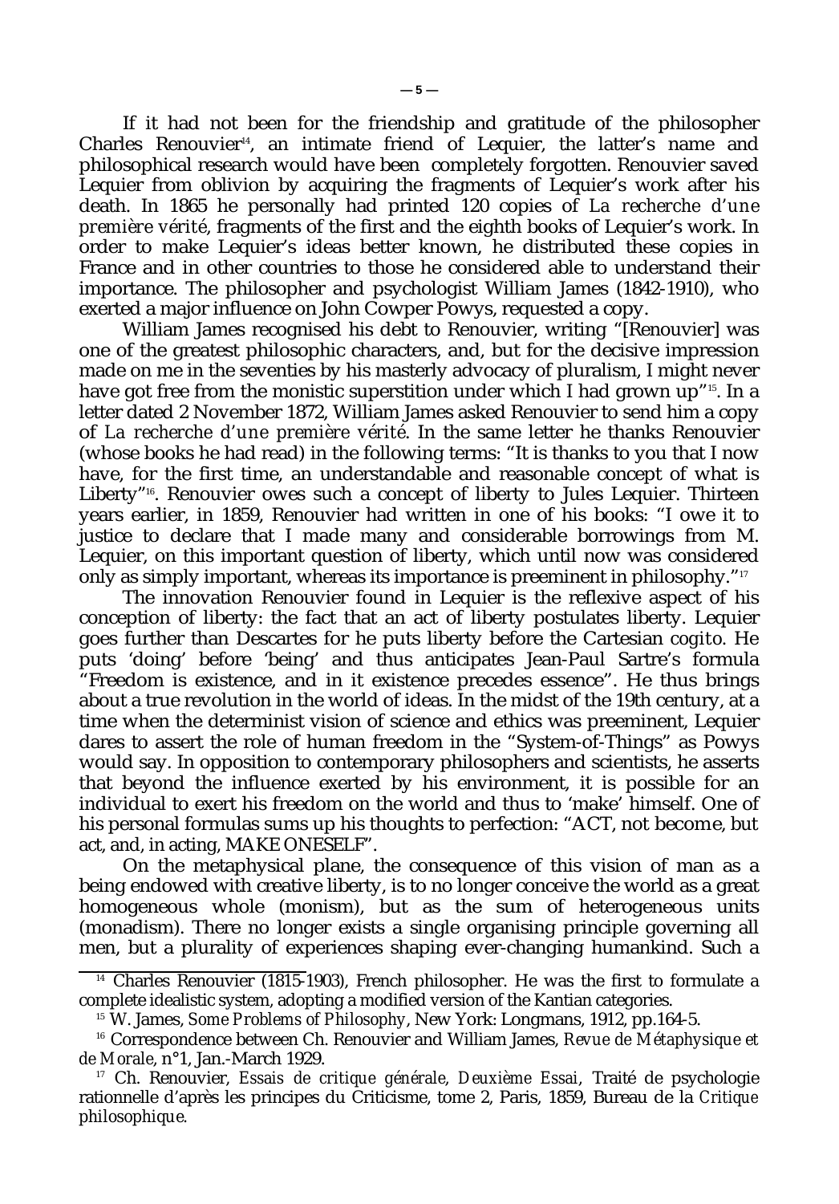If it had not been for the friendship and gratitude of the philosopher Charles Renouvier[14], an intimate friend of Lequier, the latter's name and philosophical research would have been completely forgotten. Renouvier saved Lequier from oblivion by acquiring the fragments of Lequier's work after his death. In 1865 he personally had printed 120 copies of *La recherche d'une première vérité*, fragments of the first and the eighth books of Lequier's work. In order to make Lequier's ideas better known, he distributed these copies in France and in other countries to those he considered able to understand their importance. The philosopher and psychologist William James (1842-1910), who exerted a major influence on John Cowper Powys, requested a copy.

William James recognised his debt to Renouvier, writing "[Renouvier] was one of the greatest philosophic characters, and, but for the decisive impression made on me in the seventies by his masterly advocacy of pluralism, I might never have got free from the monistic superstition under which I had grown up"[15]. In a letter dated 2 November 1872, William James asked Renouvier to send him a copy of *La recherche d'une première vérité*. In the same letter he thanks Renouvier (whose books he had read) in the following terms: "It is thanks to you that I now have, for the first time, an understandable and reasonable concept of what is Liberty"[16]. Renouvier owes such a concept of liberty to Jules Lequier. Thirteen years earlier, in 1859, Renouvier had written in one of his books: "I owe it to justice to declare that I made many and considerable borrowings from M. Lequier, on this important question of liberty, which until now was considered only as simply important, whereas its importance is preeminent in philosophy."[17]

The innovation Renouvier found in Lequier is the reflexive aspect of his conception of liberty: the fact that an act of liberty postulates liberty. Lequier goes further than Descartes for he puts liberty before the Cartesian *cogito*. He puts 'doing' before 'being' and thus anticipates Jean-Paul Sartre's formula "Freedom is existence, and in it existence precedes essence". He thus brings about a true revolution in the world of ideas. In the midst of the 19th century, at a time when the determinist vision of science and ethics was preeminent, Lequier dares to assert the role of human freedom in the "System-of-Things" as Powys would say. In opposition to contemporary philosophers and scientists, he asserts that beyond the influence exerted by his environment, it is possible for an individual to exert his freedom on the world and thus to 'make' himself. One of his personal formulas sums up his thoughts to perfection: "ACT, not become, but act, and, in acting, MAKE ONESELF".

On the metaphysical plane, the consequence of this vision of man as a being endowed with creative liberty, is to no longer conceive the world as a great homogeneous whole (monism), but as the sum of heterogeneous units (monadism). There no longer exists a single organising principle governing all men, but a plurality of experiences shaping ever-changing humankind. Such a

---

[14] Charles Renouvier (1815-1903), French philosopher. He was the first to formulate a complete idealistic system, adopting a modified version of the Kantian categories.

[15] W. James, *Some Problems of Philosophy*, New York: Longmans, 1912, pp.164-5.

[16] Correspondence between Ch. Renouvier and William James, *Revue de Métaphysique et de Morale*, n°1, Jan.-March 1929.

[17] Ch. Renouvier, *Essais de critique générale, Deuxième Essai*, Traité de psychologie rationnelle d'après les principes du Criticisme, tome 2, Paris, 1859, Bureau de la *Critique philosophique*.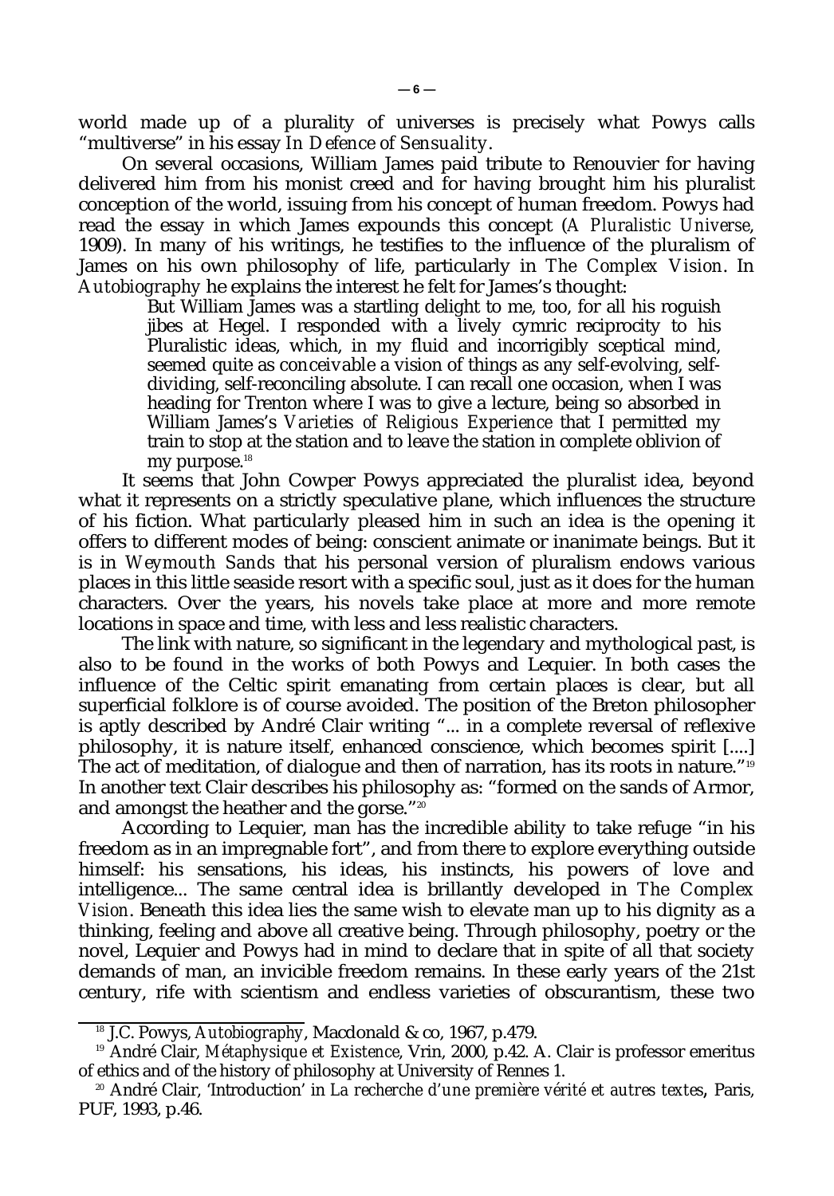world made up of a plurality of universes is precisely what Powys calls "multiverse" in his essay *In Defence of Sensuality*.

On several occasions, William James paid tribute to Renouvier for having delivered him from his monist creed and for having brought him his pluralist conception of the world, issuing from his concept of human freedom. Powys had read the essay in which James expounds this concept (*A Pluralistic Universe*, 1909). In many of his writings, he testifies to the influence of the pluralism of James on his own philosophy of life, particularly in *The Complex Vision*. In *Autobiography* he explains the interest he felt for James's thought:

> But William James was a startling delight to me, too, for all his roguish jibes at Hegel. I responded with a lively cymric reciprocity to his Pluralistic ideas, which, in my fluid and incorrigibly sceptical mind, seemed quite as conceivable a vision of things as any self-evolving, self-dividing, self-reconciling absolute. I can recall one occasion, when I was heading for Trenton where I was to give a lecture, being so absorbed in William James's *Varieties of Religious Experience* that I permitted my train to stop at the station and to leave the station in complete oblivion of my purpose.[18]

It seems that John Cowper Powys appreciated the pluralist idea, beyond what it represents on a strictly speculative plane, which influences the structure of his fiction. What particularly pleased him in such an idea is the opening it offers to different modes of being: conscient animate or inanimate beings. But it is in *Weymouth Sands* that his personal version of pluralism endows various places in this little seaside resort with a specific soul, just as it does for the human characters. Over the years, his novels take place at more and more remote locations in space and time, with less and less realistic characters.

The link with nature, so significant in the legendary and mythological past, is also to be found in the works of both Powys and Lequier. In both cases the influence of the Celtic spirit emanating from certain places is clear, but all superficial folklore is of course avoided. The position of the Breton philosopher is aptly described by André Clair writing "... in a complete reversal of reflexive philosophy, it is nature itself, enhanced conscience, which becomes spirit [....] The act of meditation, of dialogue and then of narration, has its roots in nature."[19] In another text Clair describes his philosophy as: "formed on the sands of Armor, and amongst the heather and the gorse."[20]

According to Lequier, man has the incredible ability to take refuge "in his freedom as in an impregnable fort", and from there to explore everything outside himself: his sensations, his ideas, his instincts, his powers of love and intelligence... The same central idea is brillantly developed in *The Complex Vision*. Beneath this idea lies the same wish to elevate man up to his dignity as a thinking, feeling and above all creative being. Through philosophy, poetry or the novel, Lequier and Powys had in mind to declare that in spite of all that society demands of man, an invicible freedom remains. In these early years of the 21st century, rife with scientism and endless varieties of obscurantism, these two

---

[18] J.C. Powys, *Autobiography*, Macdonald & co, 1967, p.479.

[19] André Clair, *Métaphysique et Existence*, Vrin, 2000, p.42. A. Clair is professor emeritus of ethics and of the history of philosophy at University of Rennes 1.

[20] André Clair, 'Introduction' in *La recherche d'une première vérité et autres textes*, Paris, PUF, 1993, p.46.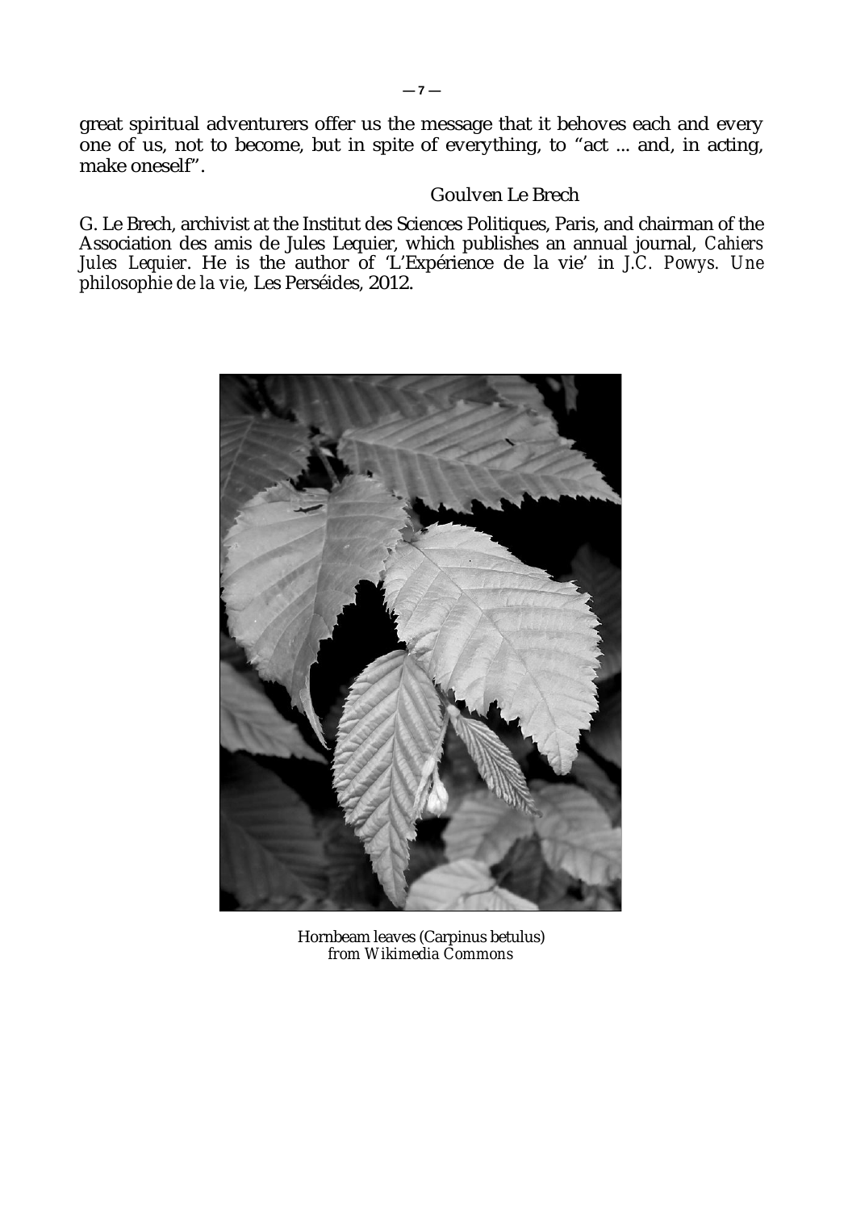great spiritual adventurers offer us the message that it behoves each and every one of us, not to become, but in spite of everything, to "act ... and, in acting, make oneself".

Goulven Le Brech

G. Le Brech, archivist at the Institut des Sciences Politiques, Paris, and chairman of the Association des amis de Jules Lequier, which publishes an annual journal, *Cahiers Jules Lequier*. He is the author of 'L'Expérience de la vie' in *J.C. Powys. Une philosophie de la vie*, Les Perséides, 2012.

Hornbeam leaves (Carpinus betulus)
*from Wikimedia Commons*